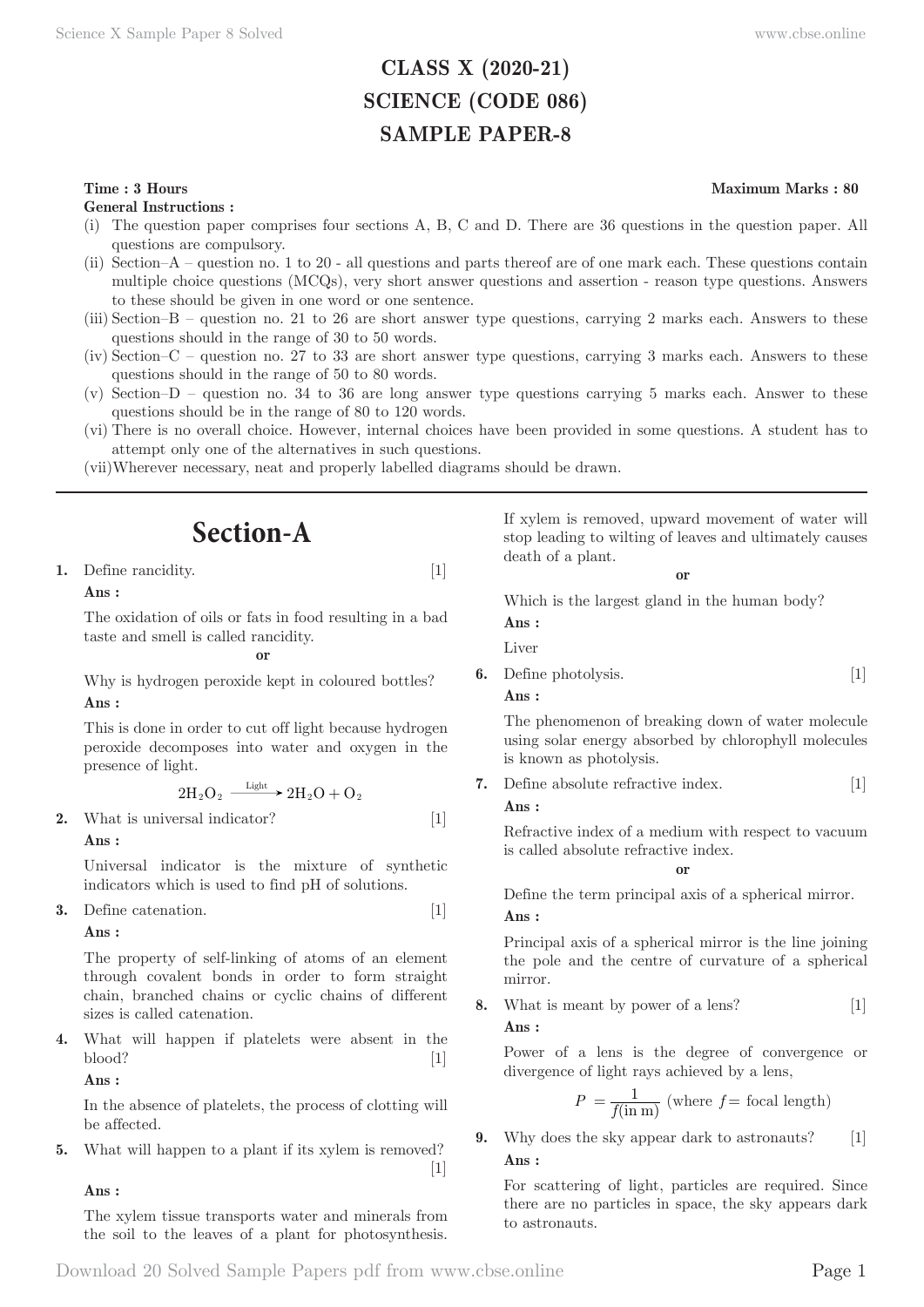# CLASS X (2020-21)
# SCIENCE (CODE 086)
# SAMPLE PAPER-8

**Time : 3 Hours** **Maximum Marks : 80**

**General Instructions :**

(i) The question paper comprises four sections A, B, C and D. There are 36 questions in the question paper. All questions are compulsory.

(ii) Section–A – question no. 1 to 20 - all questions and parts thereof are of one mark each. These questions contain multiple choice questions (MCQs), very short answer questions and assertion - reason type questions. Answers to these should be given in one word or one sentence.

(iii) Section–B – question no. 21 to 26 are short answer type questions, carrying 2 marks each. Answers to these questions should in the range of 30 to 50 words.

(iv) Section–C – question no. 27 to 33 are short answer type questions, carrying 3 marks each. Answers to these questions should in the range of 50 to 80 words.

(v) Section–D – question no. 34 to 36 are long answer type questions carrying 5 marks each. Answer to these questions should be in the range of 80 to 120 words.

(vi) There is no overall choice. However, internal choices have been provided in some questions. A student has to attempt only one of the alternatives in such questions.

(vii) Wherever necessary, neat and properly labelled diagrams should be drawn.

## Section-A

**1.** Define rancidity. [1]

**Ans :**

The oxidation of oils or fats in food resulting in a bad taste and smell is called rancidity.

**or**

Why is hydrogen peroxide kept in coloured bottles?

**Ans :**

This is done in order to cut off light because hydrogen peroxide decomposes into water and oxygen in the presence of light.

$$2H_2O_2 \xrightarrow{\text{Light}} 2H_2O + O_2$$

**2.** What is universal indicator? [1]

**Ans :**

Universal indicator is the mixture of synthetic indicators which is used to find pH of solutions.

**3.** Define catenation. [1]

**Ans :**

The property of self-linking of atoms of an element through covalent bonds in order to form straight chain, branched chains or cyclic chains of different sizes is called catenation.

**4.** What will happen if platelets were absent in the blood? [1]

**Ans :**

In the absence of platelets, the process of clotting will be affected.

**5.** What will happen to a plant if its xylem is removed? [1]

**Ans :**

The xylem tissue transports water and minerals from the soil to the leaves of a plant for photosynthesis. If xylem is removed, upward movement of water will stop leading to wilting of leaves and ultimately causes death of a plant.

**or**

Which is the largest gland in the human body?

**Ans :**

Liver

**6.** Define photolysis. [1]

**Ans :**

The phenomenon of breaking down of water molecule using solar energy absorbed by chlorophyll molecules is known as photolysis.

**7.** Define absolute refractive index. [1]

**Ans :**

Refractive index of a medium with respect to vacuum is called absolute refractive index.

**or**

Define the term principal axis of a spherical mirror.

**Ans :**

Principal axis of a spherical mirror is the line joining the pole and the centre of curvature of a spherical mirror.

**8.** What is meant by power of a lens? [1]

**Ans :**

Power of a lens is the degree of convergence or divergence of light rays achieved by a lens,

$$P = \frac{1}{f(\text{in m})} \text{ (where } f = \text{focal length)}$$

**9.** Why does the sky appear dark to astronauts? [1]

**Ans :**

For scattering of light, particles are required. Since there are no particles in space, the sky appears dark to astronauts.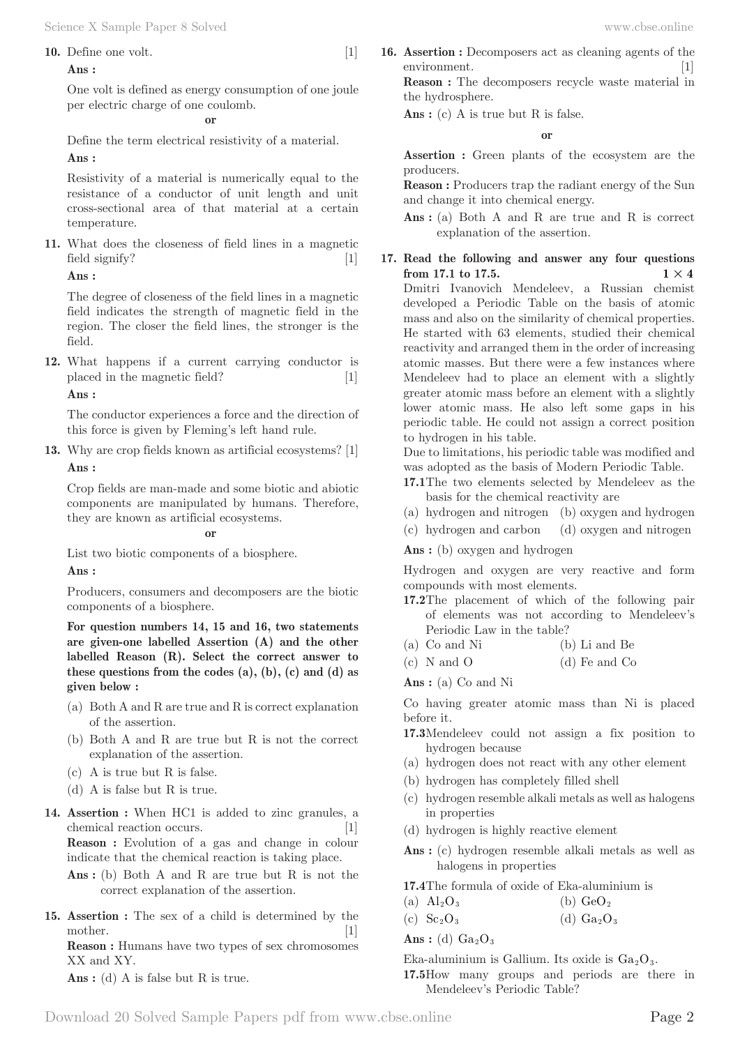**10.** Define one volt. [1]

**Ans :**

One volt is defined as energy consumption of one joule per electric charge of one coulomb.

**or**

Define the term electrical resistivity of a material.

**Ans :**

Resistivity of a material is numerically equal to the resistance of a conductor of unit length and unit cross-sectional area of that material at a certain temperature.

**11.** What does the closeness of field lines in a magnetic field signify? [1]

**Ans :**

The degree of closeness of the field lines in a magnetic field indicates the strength of magnetic field in the region. The closer the field lines, the stronger is the field.

**12.** What happens if a current carrying conductor is placed in the magnetic field? [1]

**Ans :**

The conductor experiences a force and the direction of this force is given by Fleming's left hand rule.

**13.** Why are crop fields known as artificial ecosystems? [1]

**Ans :**

Crop fields are man-made and some biotic and abiotic components are manipulated by humans. Therefore, they are known as artificial ecosystems.

**or**

List two biotic components of a biosphere.

**Ans :**

Producers, consumers and decomposers are the biotic components of a biosphere.

**For question numbers 14, 15 and 16, two statements are given-one labelled Assertion (A) and the other labelled Reason (R). Select the correct answer to these questions from the codes (a), (b), (c) and (d) as given below :**

(a) Both A and R are true and R is correct explanation of the assertion.

(b) Both A and R are true but R is not the correct explanation of the assertion.

(c) A is true but R is false.

(d) A is false but R is true.

**14. Assertion :** When HC1 is added to zinc granules, a chemical reaction occurs. [1]

**Reason :** Evolution of a gas and change in colour indicate that the chemical reaction is taking place.

**Ans :** (b) Both A and R are true but R is not the correct explanation of the assertion.

**15. Assertion :** The sex of a child is determined by the mother. [1]

**Reason :** Humans have two types of sex chromosomes XX and XY.

**Ans :** (d) A is false but R is true.

**16. Assertion :** Decomposers act as cleaning agents of the environment. [1]

**Reason :** The decomposers recycle waste material in the hydrosphere.

**Ans :** (c) A is true but R is false.

**or**

**Assertion :** Green plants of the ecosystem are the producers.

**Reason :** Producers trap the radiant energy of the Sun and change it into chemical energy.

**Ans :** (a) Both A and R are true and R is correct explanation of the assertion.

**17. Read the following and answer any four questions from 17.1 to 17.5.** $1 \times 4$

Dmitri Ivanovich Mendeleev, a Russian chemist developed a Periodic Table on the basis of atomic mass and also on the similarity of chemical properties. He started with 63 elements, studied their chemical reactivity and arranged them in the order of increasing atomic masses. But there were a few instances where Mendeleev had to place an element with a slightly greater atomic mass before an element with a slightly lower atomic mass. He also left some gaps in his periodic table. He could not assign a correct position to hydrogen in his table.

Due to limitations, his periodic table was modified and was adopted as the basis of Modern Periodic Table.

**17.1** The two elements selected by Mendeleev as the basis for the chemical reactivity are

(a) hydrogen and nitrogen (b) oxygen and hydrogen

(c) hydrogen and carbon (d) oxygen and nitrogen

**Ans :** (b) oxygen and hydrogen

Hydrogen and oxygen are very reactive and form compounds with most elements.

**17.2** The placement of which of the following pair of elements was not according to Mendeleev's Periodic Law in the table?

(a) Co and Ni (b) Li and Be

(c) N and O (d) Fe and Co

**Ans :** (a) Co and Ni

Co having greater atomic mass than Ni is placed before it.

**17.3** Mendeleev could not assign a fix position to hydrogen because

(a) hydrogen does not react with any other element

(b) hydrogen has completely filled shell

(c) hydrogen resemble alkali metals as well as halogens in properties

(d) hydrogen is highly reactive element

**Ans :** (c) hydrogen resemble alkali metals as well as halogens in properties

**17.4** The formula of oxide of Eka-aluminium is

(a) $Al_2O_3$ (b) $GeO_2$

(c) $Sc_2O_3$ (d) $Ga_2O_3$

**Ans :** (d) $Ga_2O_3$

Eka-aluminium is Gallium. Its oxide is $Ga_2O_3$.

**17.5** How many groups and periods are there in Mendeleev's Periodic Table?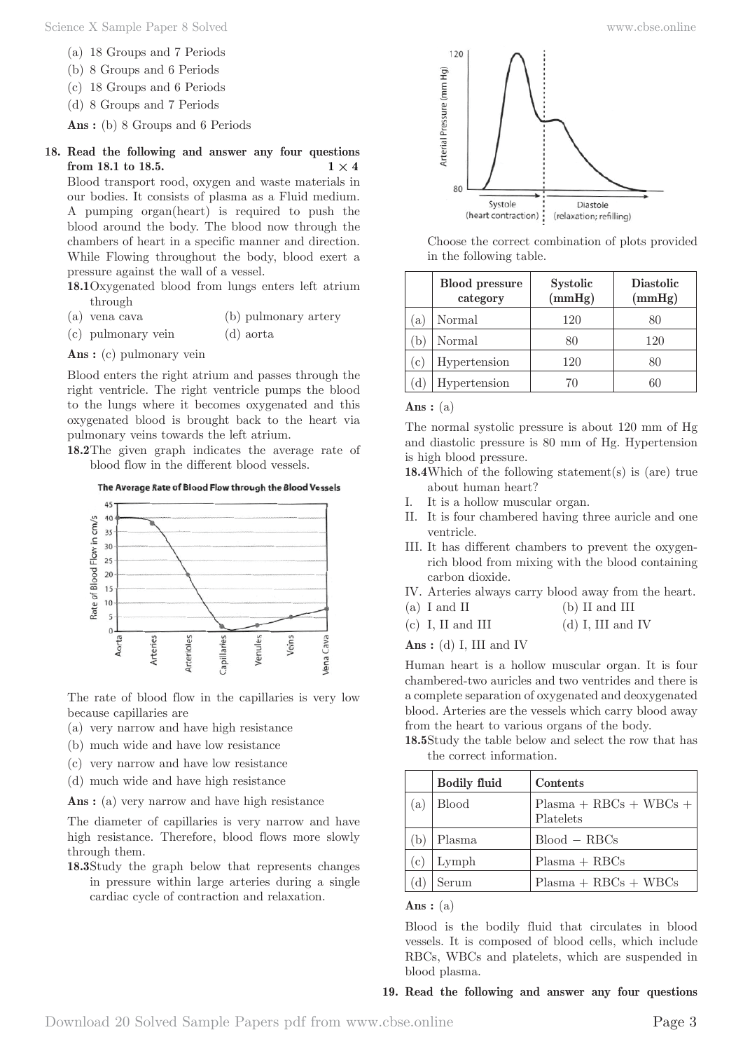(a) 18 Groups and 7 Periods

(b) 8 Groups and 6 Periods

(c) 18 Groups and 6 Periods

(d) 8 Groups and 7 Periods

**Ans :** (b) 8 Groups and 6 Periods

**18. Read the following and answer any four questions from 18.1 to 18.5.** **1 × 4**

Blood transport rood, oxygen and waste materials in our bodies. It consists of plasma as a Fluid medium. A pumping organ(heart) is required to push the blood around the body. The blood now through the chambers of heart in a specific manner and direction. While Flowing throughout the body, blood exert a pressure against the wall of a vessel.

**18.1** Oxygenated blood from lungs enters left atrium through

(a) vena cava (b) pulmonary artery

(c) pulmonary vein (d) aorta

**Ans :** (c) pulmonary vein

Blood enters the right atrium and passes through the right ventricle. The right ventricle pumps the blood to the lungs where it becomes oxygenated and this oxygenated blood is brought back to the heart via pulmonary veins towards the left atrium.

**18.2** The given graph indicates the average rate of blood flow in the different blood vessels.

**The Average Rate of Blood Flow through the Blood Vessels**

Rate of Blood Flow in cm/s

45
40
35
30
25
20
15
10
5
0

Aorta, Arteries, Arterioles, Capillaries, Venules, Veins, Vena Cava

The rate of blood flow in the capillaries is very low because capillaries are

(a) very narrow and have high resistance

(b) much wide and have low resistance

(c) very narrow and have low resistance

(d) much wide and have high resistance

**Ans :** (a) very narrow and have high resistance

The diameter of capillaries is very narrow and have high resistance. Therefore, blood flows more slowly through them.

**18.3** Study the graph below that represents changes in pressure within large arteries during a single cardiac cycle of contraction and relaxation.

Arterial Pressure (mm Hg)

120

80

Systole (heart contraction)

Diastole (relaxation; refilling)

Choose the correct combination of plots provided in the following table.

| | Blood pressure category | Systolic (mmHg) | Diastolic (mmHg) |
|---|---|---|---|
| (a) | Normal | 120 | 80 |
| (b) | Normal | 80 | 120 |
| (c) | Hypertension | 120 | 80 |
| (d) | Hypertension | 70 | 60 |

**Ans :** (a)

The normal systolic pressure is about 120 mm of Hg and diastolic pressure is 80 mm of Hg. Hypertension is high blood pressure.

**18.4** Which of the following statement(s) is (are) true about human heart?

I. It is a hollow muscular organ.

II. It is four chambered having three auricle and one ventricle.

III. It has different chambers to prevent the oxygen-rich blood from mixing with the blood containing carbon dioxide.

IV. Arteries always carry blood away from the heart.

(a) I and II (b) II and III

(c) I, II and III (d) I, III and IV

**Ans :** (d) I, III and IV

Human heart is a hollow muscular organ. It is four chambered-two auricles and two ventrides and there is a complete separation of oxygenated and deoxygenated blood. Arteries are the vessels which carry blood away from the heart to various organs of the body.

**18.5** Study the table below and select the row that has the correct information.

| | Bodily fluid | Contents |
|---|---|---|
| (a) | Blood | Plasma + RBCs + WBCs + Platelets |
| (b) | Plasma | Blood − RBCs |
| (c) | Lymph | Plasma + RBCs |
| (d) | Serum | Plasma + RBCs + WBCs |

**Ans :** (a)

Blood is the bodily fluid that circulates in blood vessels. It is composed of blood cells, which include RBCs, WBCs and platelets, which are suspended in blood plasma.

**19. Read the following and answer any four questions**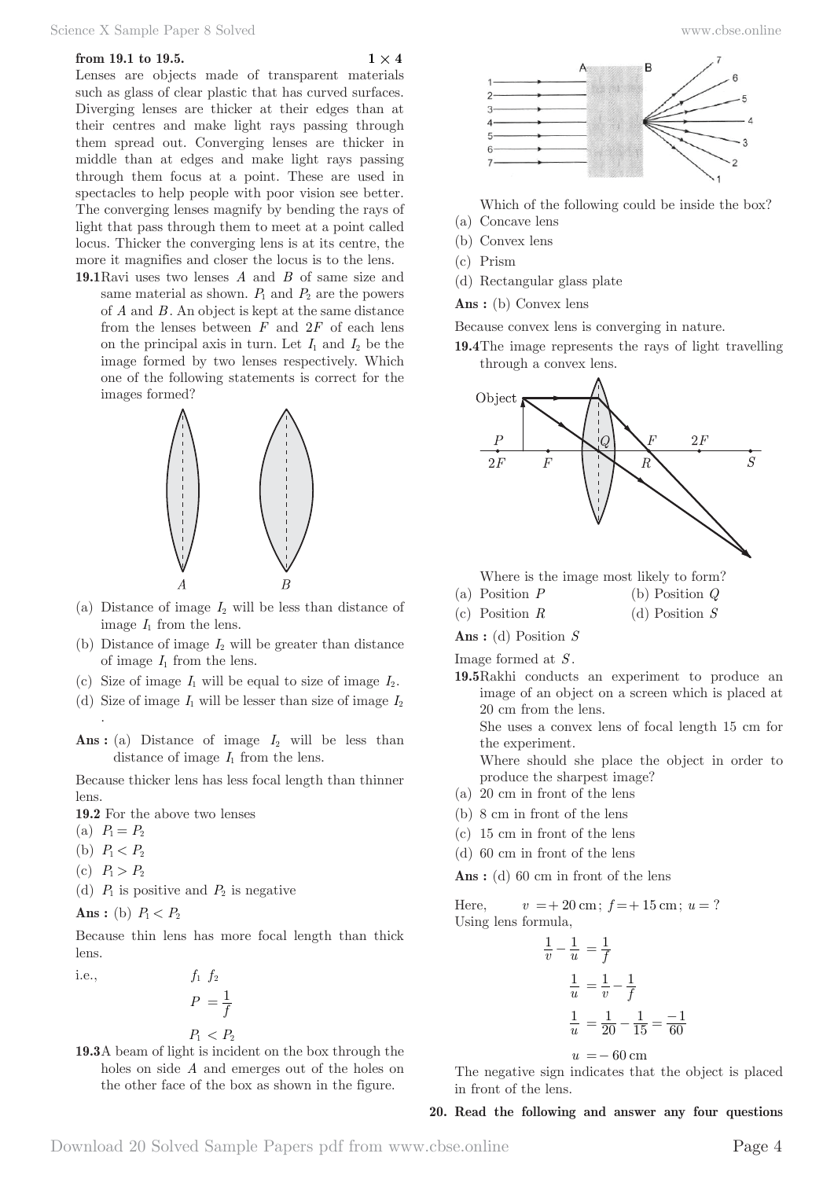**from 19.1 to 19.5.** **1 × 4**

Lenses are objects made of transparent materials such as glass of clear plastic that has curved surfaces. Diverging lenses are thicker at their edges than at their centres and make light rays passing through them spread out. Converging lenses are thicker in middle than at edges and make light rays passing through them focus at a point. These are used in spectacles to help people with poor vision see better. The converging lenses magnify by bending the rays of light that pass through them to meet at a point called locus. Thicker the converging lens is at its centre, the more it magnifies and closer the locus is to the lens.

**19.1** Ravi uses two lenses $A$ and $B$ of same size and same material as shown. $P_1$ and $P_2$ are the powers of $A$ and $B$. An object is kept at the same distance from the lenses between $F$ and $2F$ of each lens on the principal axis in turn. Let $I_1$ and $I_2$ be the image formed by two lenses respectively. Which one of the following statements is correct for the images formed?

A B

(a) Distance of image $I_2$ will be less than distance of image $I_1$ from the lens.

(b) Distance of image $I_2$ will be greater than distance of image $I_1$ from the lens.

(c) Size of image $I_1$ will be equal to size of image $I_2$.

(d) Size of image $I_1$ will be lesser than size of image $I_2$.

**Ans :** (a) Distance of image $I_2$ will be less than distance of image $I_1$ from the lens.

Because thicker lens has less focal length than thinner lens.

**19.2** For the above two lenses

(a) $P_1 = P_2$

(b) $P_1 < P_2$

(c) $P_1 > P_2$

(d) $P_1$ is positive and $P_2$ is negative

**Ans :** (b) $P_1 < P_2$

Because thin lens has more focal length than thick lens.

i.e., $f_1 \; f_2$

$$P = \frac{1}{f}$$

$$P_1 < P_2$$

**19.3** A beam of light is incident on the box through the holes on side $A$ and emerges out of the holes on the other face of the box as shown in the figure.

A B
1 2 3 4 5 6 7

Which of the following could be inside the box?

(a) Concave lens

(b) Convex lens

(c) Prism

(d) Rectangular glass plate

**Ans :** (b) Convex lens

Because convex lens is converging in nature.

**19.4** The image represents the rays of light travelling through a convex lens.

Object
P Q F 2F
2F F R S

Where is the image most likely to form?

(a) Position $P$

(b) Position $Q$

(c) Position $R$

(d) Position $S$

**Ans :** (d) Position $S$

Image formed at $S$.

**19.5** Rakhi conducts an experiment to produce an image of an object on a screen which is placed at 20 cm from the lens.

She uses a convex lens of focal length 15 cm for the experiment.

Where should she place the object in order to produce the sharpest image?

(a) 20 cm in front of the lens

(b) 8 cm in front of the lens

(c) 15 cm in front of the lens

(d) 60 cm in front of the lens

**Ans :** (d) 60 cm in front of the lens

Here, $v = +20\text{ cm};\ f = +15\text{ cm};\ u = ?$

Using lens formula,

$$\frac{1}{v} - \frac{1}{u} = \frac{1}{f}$$

$$\frac{1}{u} = \frac{1}{v} - \frac{1}{f}$$

$$\frac{1}{u} = \frac{1}{20} - \frac{1}{15} = \frac{-1}{60}$$

$$u = -60\text{ cm}$$

The negative sign indicates that the object is placed in front of the lens.

**20. Read the following and answer any four questions**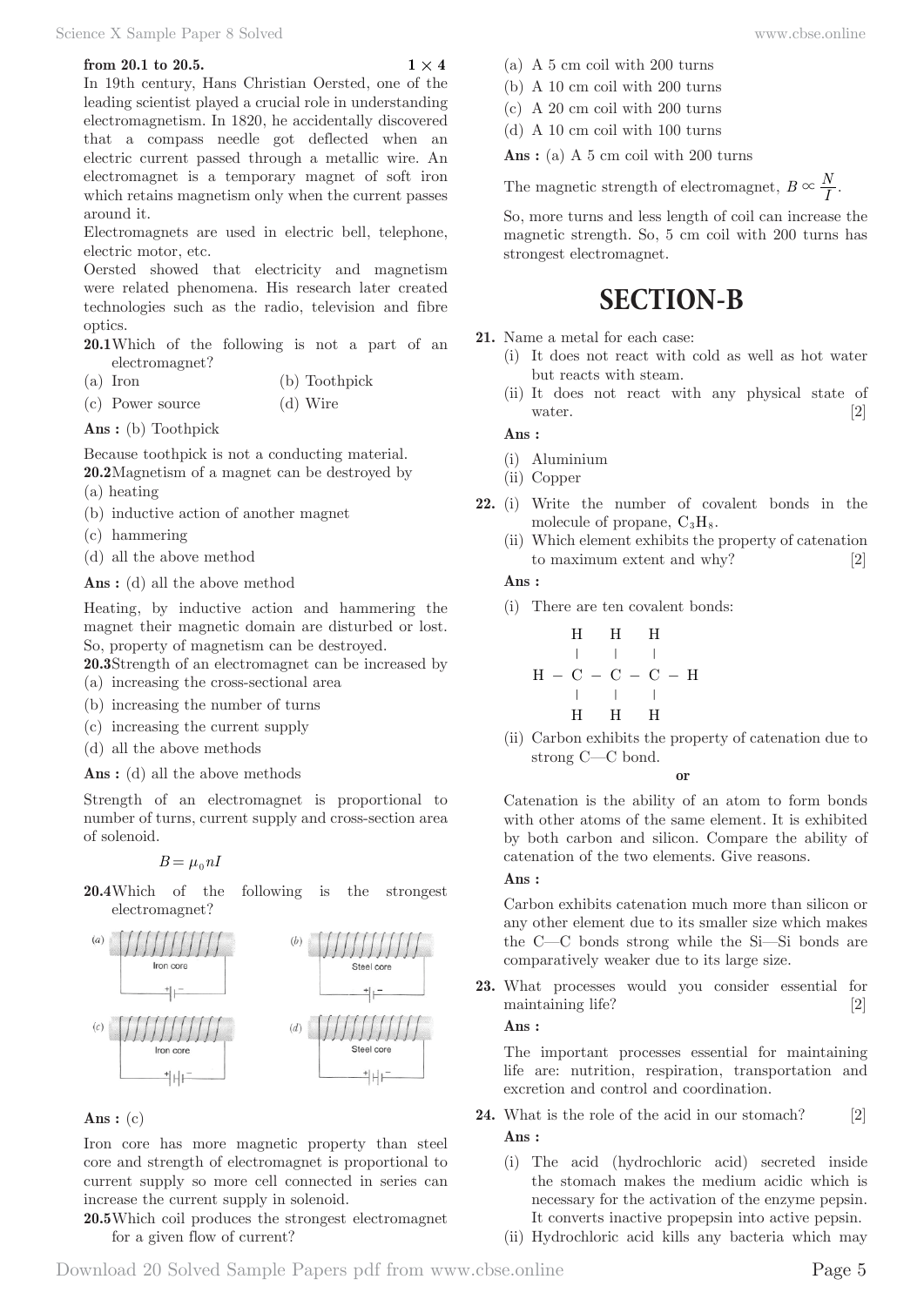**from 20.1 to 20.5.** **1 × 4**

In 19th century, Hans Christian Oersted, one of the leading scientist played a crucial role in understanding electromagnetism. In 1820, he accidentally discovered that a compass needle got deflected when an electric current passed through a metallic wire. An electromagnet is a temporary magnet of soft iron which retains magnetism only when the current passes around it.

Electromagnets are used in electric bell, telephone, electric motor, etc.

Oersted showed that electricity and magnetism were related phenomena. His research later created technologies such as the radio, television and fibre optics.

**20.1** Which of the following is not a part of an electromagnet?

(a) Iron (b) Toothpick

(c) Power source (d) Wire

**Ans :** (b) Toothpick

Because toothpick is not a conducting material.

**20.2** Magnetism of a magnet can be destroyed by

(a) heating

(b) inductive action of another magnet

(c) hammering

(d) all the above method

**Ans :** (d) all the above method

Heating, by inductive action and hammering the magnet their magnetic domain are disturbed or lost. So, property of magnetism can be destroyed.

**20.3** Strength of an electromagnet can be increased by

(a) increasing the cross-sectional area

(b) increasing the number of turns

(c) increasing the current supply

(d) all the above methods

**Ans :** (d) all the above methods

Strength of an electromagnet is proportional to number of turns, current supply and cross-section area of solenoid.

$$B = \mu_0 n I$$

**20.4** Which of the following is the strongest electromagnet?

(a) Iron core (b) Steel core

(c) Iron core (d) Steel core

**Ans :** (c)

Iron core has more magnetic property than steel core and strength of electromagnet is proportional to current supply so more cell connected in series can increase the current supply in solenoid.

**20.5** Which coil produces the strongest electromagnet for a given flow of current?

(a) A 5 cm coil with 200 turns

(b) A 10 cm coil with 200 turns

(c) A 20 cm coil with 200 turns

(d) A 10 cm coil with 100 turns

**Ans :** (a) A 5 cm coil with 200 turns

The magnetic strength of electromagnet, $B \propto \frac{N}{l}$.

So, more turns and less length of coil can increase the magnetic strength. So, 5 cm coil with 200 turns has strongest electromagnet.

# SECTION-B

**21.** Name a metal for each case:

(i) It does not react with cold as well as hot water but reacts with steam.

(ii) It does not react with any physical state of water. [2]

**Ans :**

(i) Aluminium

(ii) Copper

**22.** (i) Write the number of covalent bonds in the molecule of propane, $C_3H_8$.

(ii) Which element exhibits the property of catenation to maximum extent and why? [2]

**Ans :**

(i) There are ten covalent bonds:

```
    H   H   H
    |   |   |
H - C - C - C - H
    |   |   |
    H   H   H
```

(ii) Carbon exhibits the property of catenation due to strong C—C bond.

**or**

Catenation is the ability of an atom to form bonds with other atoms of the same element. It is exhibited by both carbon and silicon. Compare the ability of catenation of the two elements. Give reasons.

**Ans :**

Carbon exhibits catenation much more than silicon or any other element due to its smaller size which makes the C—C bonds strong while the Si—Si bonds are comparatively weaker due to its large size.

**23.** What processes would you consider essential for maintaining life? [2]

**Ans :**

The important processes essential for maintaining life are: nutrition, respiration, transportation and excretion and control and coordination.

**24.** What is the role of the acid in our stomach? [2]

**Ans :**

(i) The acid (hydrochloric acid) secreted inside the stomach makes the medium acidic which is necessary for the activation of the enzyme pepsin. It converts inactive propepsin into active pepsin.

(ii) Hydrochloric acid kills any bacteria which may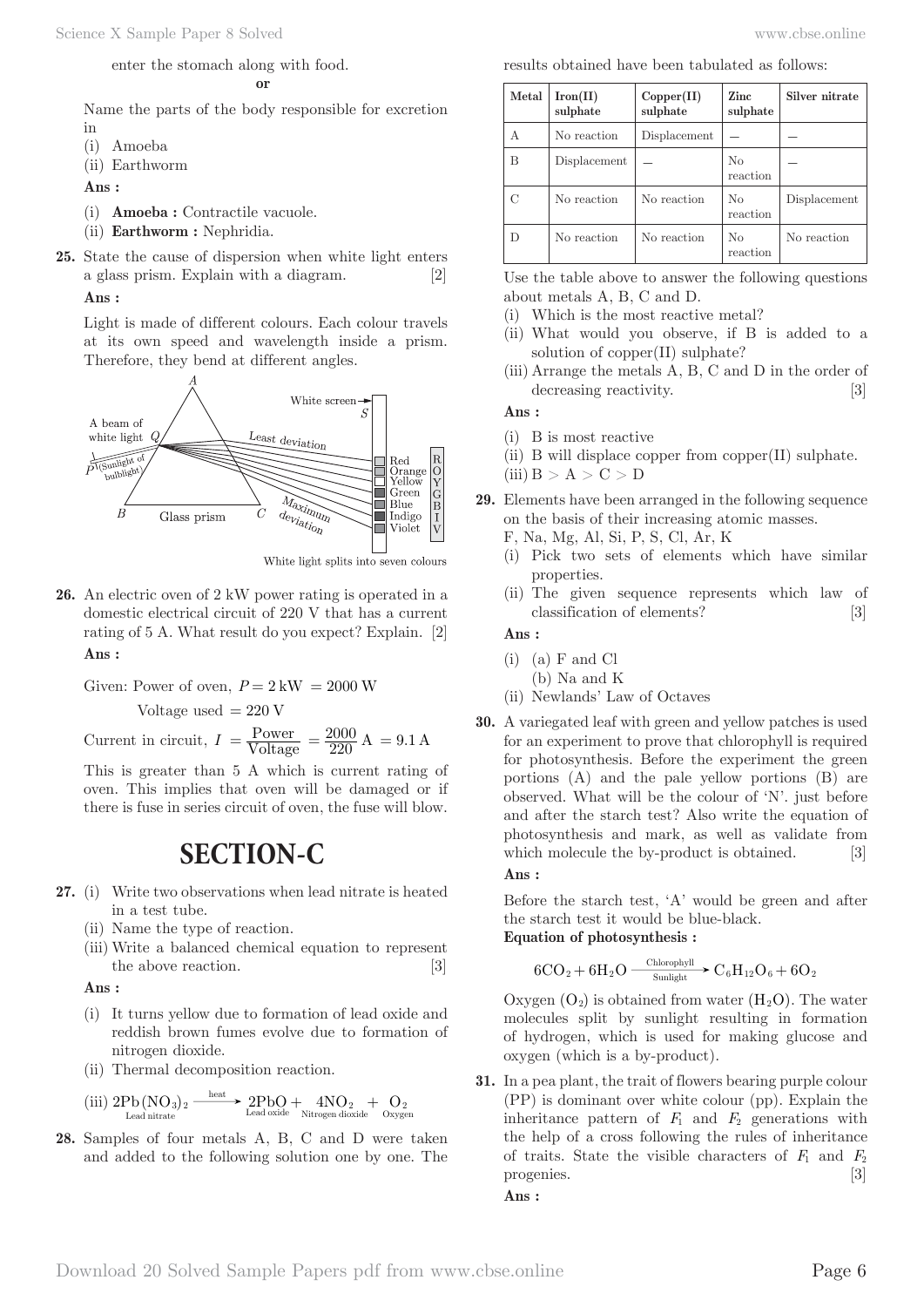enter the stomach along with food.

**or**

Name the parts of the body responsible for excretion in

(i) Amoeba
(ii) Earthworm

**Ans :**

(i) **Amoeba :** Contractile vacuole.
(ii) **Earthworm :** Nephridia.

**25.** State the cause of dispersion when white light enters a glass prism. Explain with a diagram. [2]

**Ans :**

Light is made of different colours. Each colour travels at its own speed and wavelength inside a prism. Therefore, they bend at different angles.

A
White screen
S
A beam of white light
Q
P (Sunlight of bulblight)
Least deviation
Red
Orange
Yellow
Green
Blue
Indigo
Violet
R O Y G B I V
B
Glass prism
C
Maximum deviation

White light splits into seven colours

**26.** An electric oven of 2 kW power rating is operated in a domestic electrical circuit of 220 V that has a current rating of 5 A. What result do you expect? Explain. [2]

**Ans :**

Given: Power of oven, $P = 2\text{ kW} = 2000\text{ W}$

Voltage used $= 220\text{ V}$

Current in circuit, $I = \dfrac{\text{Power}}{\text{Voltage}} = \dfrac{2000}{220}\text{ A} = 9.1\text{ A}$

This is greater than 5 A which is current rating of oven. This implies that oven will be damaged or if there is fuse in series circuit of oven, the fuse will blow.

# SECTION-C

**27.** (i) Write two observations when lead nitrate is heated in a test tube.
(ii) Name the type of reaction.
(iii) Write a balanced chemical equation to represent the above reaction. [3]

**Ans :**

(i) It turns yellow due to formation of lead oxide and reddish brown fumes evolve due to formation of nitrogen dioxide.
(ii) Thermal decomposition reaction.
(iii) $\underset{\text{Lead nitrate}}{2Pb(NO_3)_2} \xrightarrow{\text{heat}} \underset{\text{Lead oxide}}{2PbO} + \underset{\text{Nitrogen dioxide}}{4NO_2} + \underset{\text{Oxygen}}{O_2}$

**28.** Samples of four metals A, B, C and D were taken and added to the following solution one by one. The results obtained have been tabulated as follows:

| Metal | Iron(II) sulphate | Copper(II) sulphate | Zinc sulphate | Silver nitrate |
|---|---|---|---|---|
| A | No reaction | Displacement | — | — |
| B | Displacement | — | No reaction | — |
| C | No reaction | No reaction | No reaction | Displacement |
| D | No reaction | No reaction | No reaction | No reaction |

Use the table above to answer the following questions about metals A, B, C and D.

(i) Which is the most reactive metal?
(ii) What would you observe, if B is added to a solution of copper(II) sulphate?
(iii) Arrange the metals A, B, C and D in the order of decreasing reactivity. [3]

**Ans :**

(i) B is most reactive
(ii) B will displace copper from copper(II) sulphate.
(iii) $B > A > C > D$

**29.** Elements have been arranged in the following sequence on the basis of their increasing atomic masses.

F, Na, Mg, Al, Si, P, S, Cl, Ar, K

(i) Pick two sets of elements which have similar properties.
(ii) The given sequence represents which law of classification of elements? [3]

**Ans :**

(i) (a) F and Cl
(b) Na and K
(ii) Newlands' Law of Octaves

**30.** A variegated leaf with green and yellow patches is used for an experiment to prove that chlorophyll is required for photosynthesis. Before the experiment the green portions (A) and the pale yellow portions (B) are observed. What will be the colour of 'N'. just before and after the starch test? Also write the equation of photosynthesis and mark, as well as validate from which molecule the by-product is obtained. [3]

**Ans :**

Before the starch test, 'A' would be green and after the starch test it would be blue-black.

**Equation of photosynthesis :**

$$6CO_2 + 6H_2O \xrightarrow[\text{Sunlight}]{\text{Chlorophyll}} C_6H_{12}O_6 + 6O_2$$

Oxygen ($O_2$) is obtained from water ($H_2O$). The water molecules split by sunlight resulting in formation of hydrogen, which is used for making glucose and oxygen (which is a by-product).

**31.** In a pea plant, the trait of flowers bearing purple colour (PP) is dominant over white colour (pp). Explain the inheritance pattern of $F_1$ and $F_2$ generations with the help of a cross following the rules of inheritance of traits. State the visible characters of $F_1$ and $F_2$ progenies. [3]

**Ans :**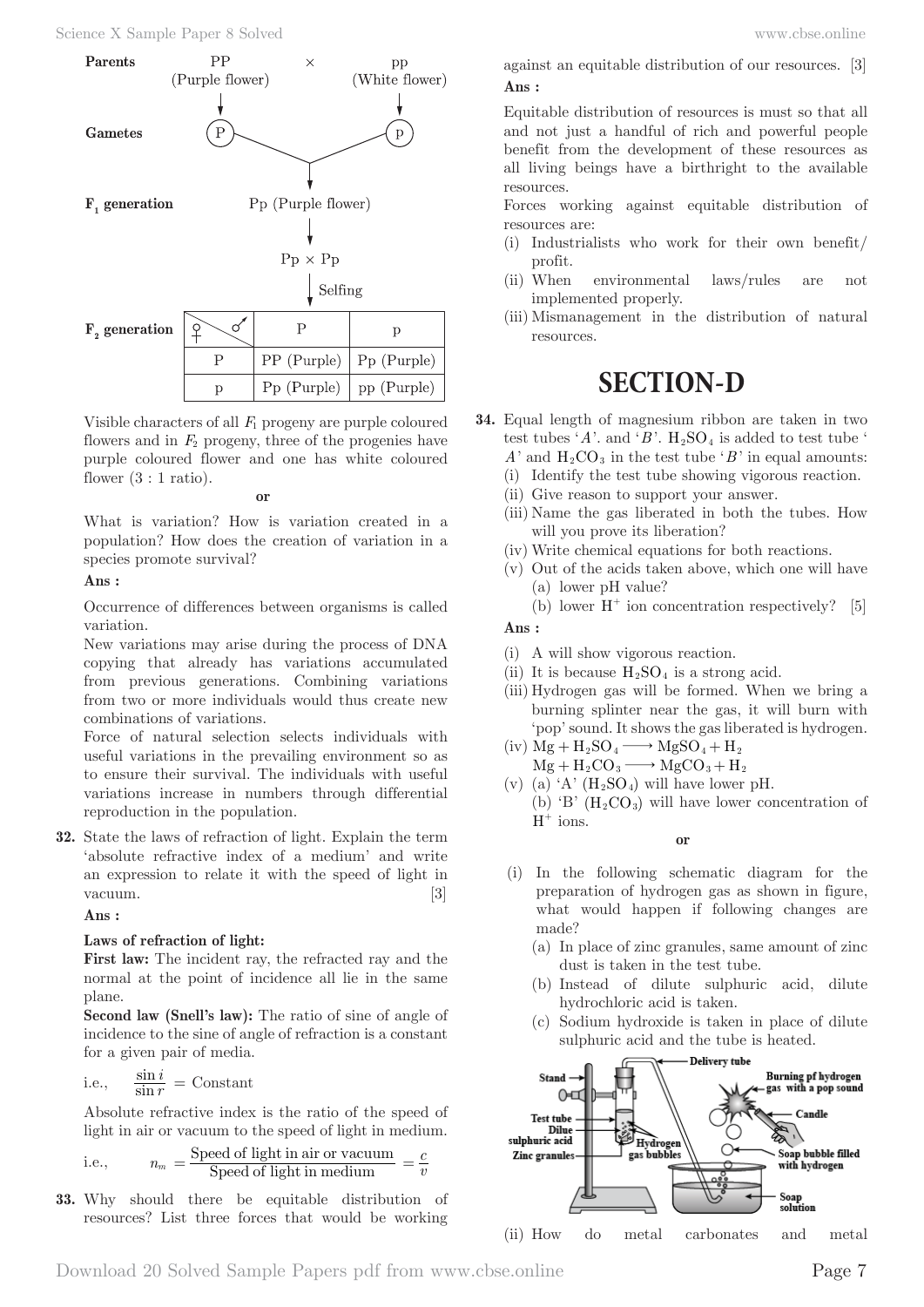Parents PP (Purple flower) × pp (White flower)

Gametes (P) (p)

$F_1$ generation Pp (Purple flower)

Pp × Pp

Selfing

$F_2$ generation

| ♀ \ ♂ | P | p |
|---|---|---|
| P | PP (Purple) | Pp (Purple) |
| p | Pp (Purple) | pp (Purple) |

Visible characters of all $F_1$ progeny are purple coloured flowers and in $F_2$ progeny, three of the progenies have purple coloured flower and one has white coloured flower (3 : 1 ratio).

**or**

What is variation? How is variation created in a population? How does the creation of variation in a species promote survival?

**Ans :**

Occurrence of differences between organisms is called variation.

New variations may arise during the process of DNA copying that already has variations accumulated from previous generations. Combining variations from two or more individuals would thus create new combinations of variations.

Force of natural selection selects individuals with useful variations in the prevailing environment so as to ensure their survival. The individuals with useful variations increase in numbers through differential reproduction in the population.

**32.** State the laws of refraction of light. Explain the term 'absolute refractive index of a medium' and write an expression to relate it with the speed of light in vacuum. [3]

**Ans :**

**Laws of refraction of light:**

**First law:** The incident ray, the refracted ray and the normal at the point of incidence all lie in the same plane.

**Second law (Snell's law):** The ratio of sine of angle of incidence to the sine of angle of refraction is a constant for a given pair of media.

i.e., $\dfrac{\sin i}{\sin r} = \text{Constant}$

Absolute refractive index is the ratio of the speed of light in air or vacuum to the speed of light in medium.

i.e., $n_m = \dfrac{\text{Speed of light in air or vacuum}}{\text{Speed of light in medium}} = \dfrac{c}{v}$

**33.** Why should there be equitable distribution of resources? List three forces that would be working against an equitable distribution of our resources. [3]

**Ans :**

Equitable distribution of resources is must so that all and not just a handful of rich and powerful people benefit from the development of these resources as all living beings have a birthright to the available resources.

Forces working against equitable distribution of resources are:

(i) Industrialists who work for their own benefit/profit.

(ii) When environmental laws/rules are not implemented properly.

(iii) Mismanagement in the distribution of natural resources.

## SECTION-D

**34.** Equal length of magnesium ribbon are taken in two test tubes '*A*'. and '*B*'. $H_2SO_4$ is added to test tube '*A*' and $H_2CO_3$ in the test tube '*B*' in equal amounts:

(i) Identify the test tube showing vigorous reaction.

(ii) Give reason to support your answer.

(iii) Name the gas liberated in both the tubes. How will you prove its liberation?

(iv) Write chemical equations for both reactions.

(v) Out of the acids taken above, which one will have
  (a) lower pH value?
  (b) lower $H^+$ ion concentration respectively? [5]

**Ans :**

(i) A will show vigorous reaction.

(ii) It is because $H_2SO_4$ is a strong acid.

(iii) Hydrogen gas will be formed. When we bring a burning splinter near the gas, it will burn with 'pop' sound. It shows the gas liberated is hydrogen.

(iv) $Mg + H_2SO_4 \longrightarrow MgSO_4 + H_2$
$Mg + H_2CO_3 \longrightarrow MgCO_3 + H_2$

(v) (a) 'A' ($H_2SO_4$) will have lower pH.
(b) 'B' ($H_2CO_3$) will have lower concentration of $H^+$ ions.

**or**

(i) In the following schematic diagram for the preparation of hydrogen gas as shown in figure, what would happen if following changes are made?
  (a) In place of zinc granules, same amount of zinc dust is taken in the test tube.
  (b) Instead of dilute sulphuric acid, dilute hydrochloric acid is taken.
  (c) Sodium hydroxide is taken in place of dilute sulphuric acid and the tube is heated.

Stand
Test tube
Dilue sulphuric acid
Zinc granules
Delivery tube
Hydrogen gas bubbles
Burning pf hydrogen gas with a pop sound
Candle
Soap bubble filled with hydrogen
Soap solution

(ii) How do metal carbonates and metal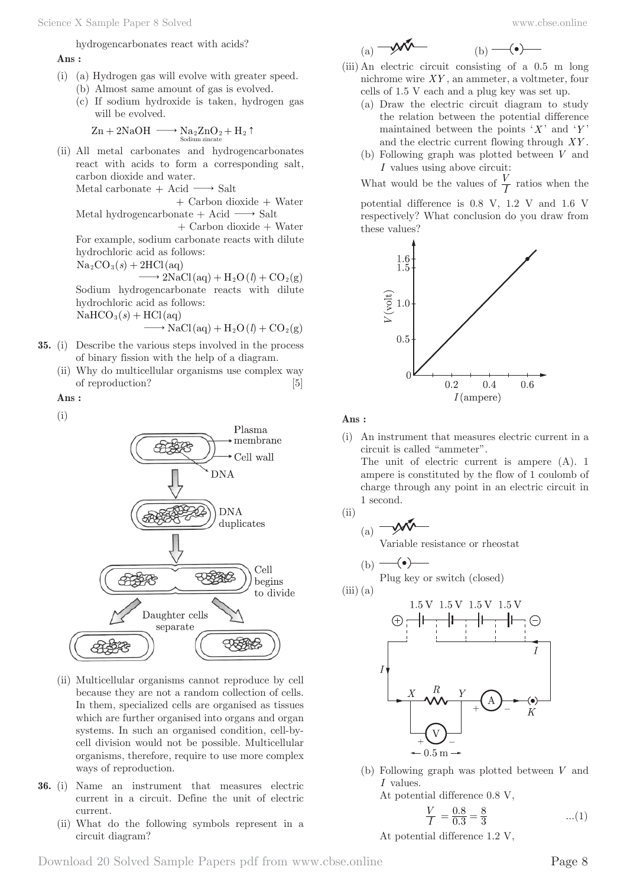hydrogencarbonates react with acids?

**Ans :**

(i) (a) Hydrogen gas will evolve with greater speed.

(b) Almost same amount of gas is evolved.

(c) If sodium hydroxide is taken, hydrogen gas will be evolved.

$$Zn + 2NaOH \longrightarrow \underset{\text{Sodium zincate}}{Na_2ZnO_2} + H_2 \uparrow$$

(ii) All metal carbonates and hydrogencarbonates react with acids to form a corresponding salt, carbon dioxide and water.

Metal carbonate + Acid ⟶ Salt + Carbon dioxide + Water

Metal hydrogencarbonate + Acid ⟶ Salt + Carbon dioxide + Water

For example, sodium carbonate reacts with dilute hydrochloric acid as follows:

$$Na_2CO_3(s) + 2HCl(aq) \longrightarrow 2NaCl(aq) + H_2O(l) + CO_2(g)$$

Sodium hydrogencarbonate reacts with dilute hydrochloric acid as follows:

$$NaHCO_3(s) + HCl(aq) \longrightarrow NaCl(aq) + H_2O(l) + CO_2(g)$$

**35.** (i) Describe the various steps involved in the process of binary fission with the help of a diagram.

(ii) Why do multicellular organisms use complex way of reproduction? [5]

**Ans :**

(i)

Plasma membrane

Cell wall

DNA

DNA duplicates

Cell begins to divide

Daughter cells separate

(ii) Multicellular organisms cannot reproduce by cell because they are not a random collection of cells. In them, specialized cells are organised as tissues which are further organised into organs and organ systems. In such an organised condition, cell-by-cell division would not be possible. Multicellular organisms, therefore, require to use more complex ways of reproduction.

**36.** (i) Name an instrument that measures electric current in a circuit. Define the unit of electric current.

(ii) What do the following symbols represent in a circuit diagram?

(a) (b)

(iii) An electric circuit consisting of a 0.5 m long nichrome wire $XY$, an ammeter, a voltmeter, four cells of 1.5 V each and a plug key was set up.

(a) Draw the electric circuit diagram to study the relation between the potential difference maintained between the points '$X$' and '$Y$' and the electric current flowing through $XY$.

(b) Following graph was plotted between $V$ and $I$ values using above circuit:

What would be the values of $\frac{V}{I}$ ratios when the potential difference is 0.8 V, 1.2 V and 1.6 V respectively? What conclusion do you draw from these values?

$V$ (volt)

1.6
1.5
1.0
0.5
0

0.2 0.4 0.6

$I$ (ampere)

**Ans :**

(i) An instrument that measures electric current in a circuit is called "ammeter".

The unit of electric current is ampere (A). 1 ampere is constituted by the flow of 1 coulomb of charge through any point in an electric circuit in 1 second.

(ii)

(a) Variable resistance or rheostat

(b) Plug key or switch (closed)

(iii) (a)

1.5 V 1.5 V 1.5 V 1.5 V

$I$ $I$

$X$ $R$ $Y$ A $K$

V

← 0.5 m →

(b) Following graph was plotted between $V$ and $I$ values.

At potential difference 0.8 V,

$$\frac{V}{I} = \frac{0.8}{0.3} = \frac{8}{3} \qquad ...(1)$$

At potential difference 1.2 V,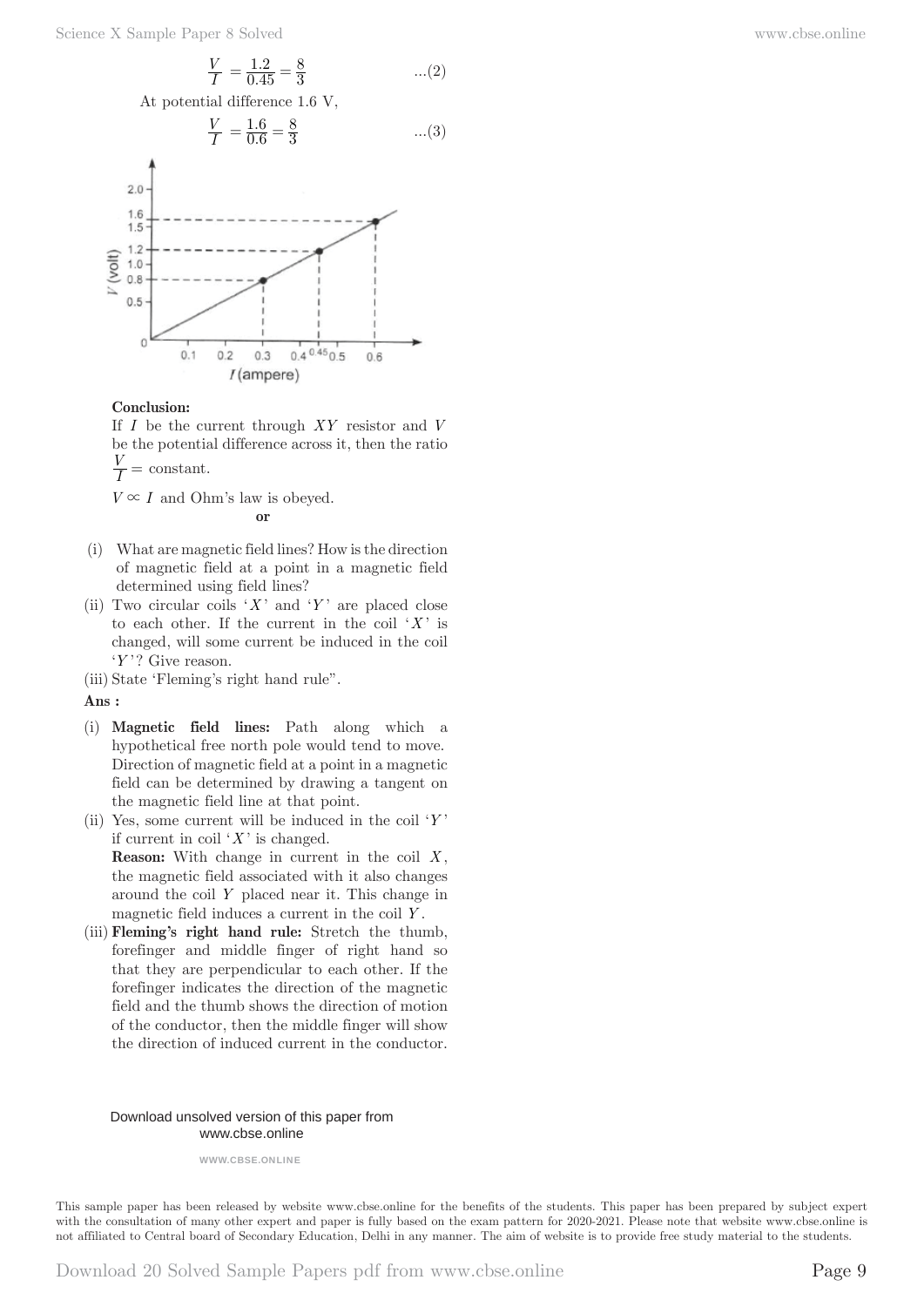$$\frac{V}{I} = \frac{1.2}{0.45} = \frac{8}{3} \qquad ...(2)$$

At potential difference 1.6 V,

$$\frac{V}{I} = \frac{1.6}{0.6} = \frac{8}{3} \qquad ...(3)$$

2.0
1.6
1.5
1.2
1.0
0.8
0.5
0
V (volt)
0.1 0.2 0.3 0.4 0.45 0.5 0.6
I (ampere)

**Conclusion:**

If $I$ be the current through $XY$ resistor and $V$ be the potential difference across it, then the ratio $\frac{V}{I}$ = constant.

$V \propto I$ and Ohm's law is obeyed.

**or**

(i) What are magnetic field lines? How is the direction of magnetic field at a point in a magnetic field determined using field lines?

(ii) Two circular coils '$X$' and '$Y$' are placed close to each other. If the current in the coil '$X$' is changed, will some current be induced in the coil '$Y$'? Give reason.

(iii) State 'Fleming's right hand rule".

**Ans :**

(i) **Magnetic field lines:** Path along which a hypothetical free north pole would tend to move. Direction of magnetic field at a point in a magnetic field can be determined by drawing a tangent on the magnetic field line at that point.

(ii) Yes, some current will be induced in the coil '$Y$' if current in coil '$X$' is changed.
**Reason:** With change in current in the coil $X$, the magnetic field associated with it also changes around the coil $Y$ placed near it. This change in magnetic field induces a current in the coil $Y$.

(iii) **Fleming's right hand rule:** Stretch the thumb, forefinger and middle finger of right hand so that they are perpendicular to each other. If the forefinger indicates the direction of the magnetic field and the thumb shows the direction of motion of the conductor, then the middle finger will show the direction of induced current in the conductor.

Download unsolved version of this paper from www.cbse.online

WWW.CBSE.ONLINE

This sample paper has been released by website www.cbse.online for the benefits of the students. This paper has been prepared by subject expert with the consultation of many other expert and paper is fully based on the exam pattern for 2020-2021. Please note that website www.cbse.online is not affiliated to Central board of Secondary Education, Delhi in any manner. The aim of website is to provide free study material to the students.